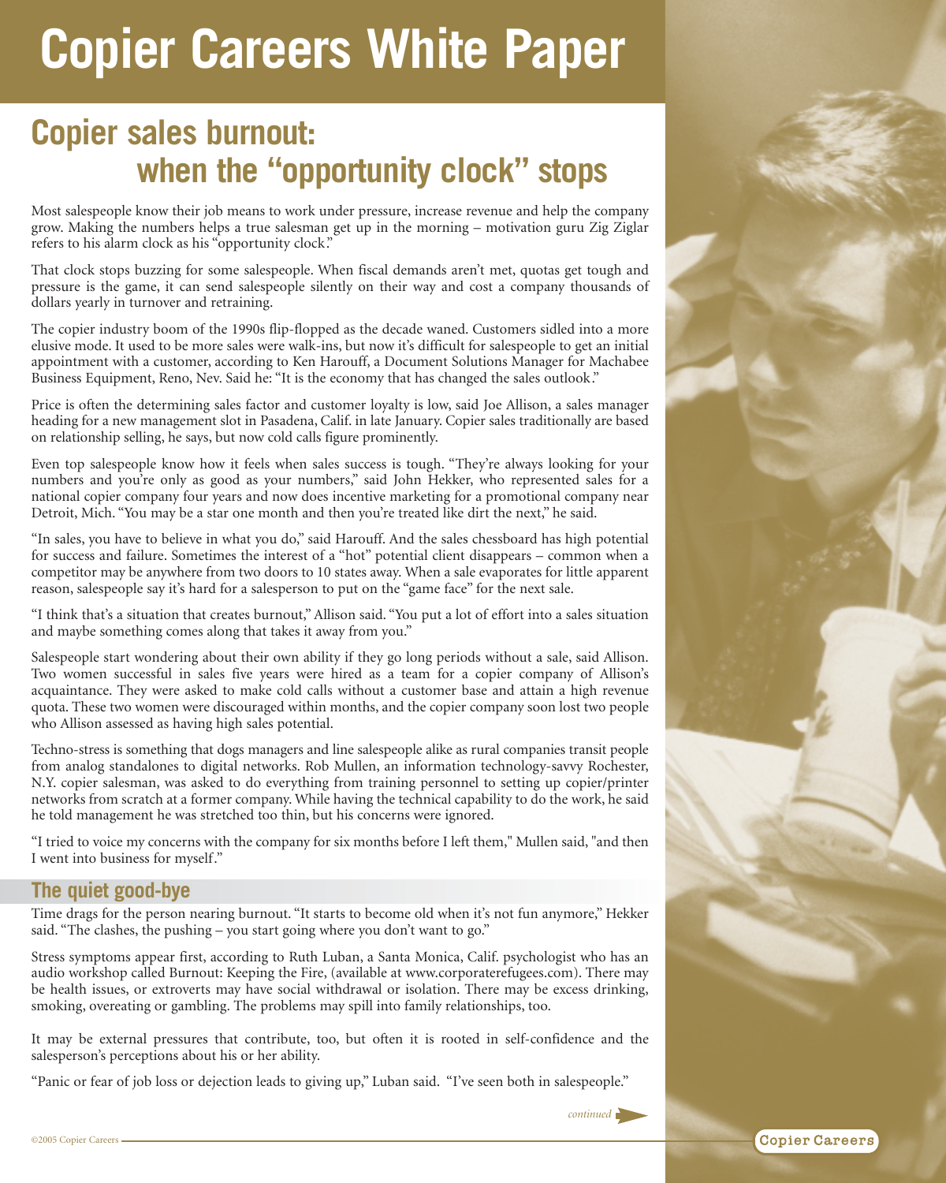# Copier Careers White Paper

## Copier sales burnout: when the "opportunity clock" stops

Most salespeople know their job means to work under pressure, increase revenue and help the company grow. Making the numbers helps a true salesman get up in the morning – motivation guru Zig Ziglar refers to his alarm clock as his "opportunity clock."

That clock stops buzzing for some salespeople. When fiscal demands aren't met, quotas get tough and pressure is the game, it can send salespeople silently on their way and cost a company thousands of dollars yearly in turnover and retraining.

The copier industry boom of the 1990s flip-flopped as the decade waned. Customers sidled into a more elusive mode. It used to be more sales were walk-ins, but now it's difficult for salespeople to get an initial appointment with a customer, according to Ken Harouff, a Document Solutions Manager for Machabee Business Equipment, Reno, Nev. Said he: "It is the economy that has changed the sales outlook."

Price is often the determining sales factor and customer loyalty is low, said Joe Allison, a sales manager heading for a new management slot in Pasadena, Calif. in late January. Copier sales traditionally are based on relationship selling, he says, but now cold calls figure prominently.

Even top salespeople know how it feels when sales success is tough. "They're always looking for your numbers and you're only as good as your numbers," said John Hekker, who represented sales for a national copier company four years and now does incentive marketing for a promotional company near Detroit, Mich. "You may be a star one month and then you're treated like dirt the next," he said.

"In sales, you have to believe in what you do," said Harouff. And the sales chessboard has high potential for success and failure. Sometimes the interest of a "hot" potential client disappears – common when a competitor may be anywhere from two doors to 10 states away. When a sale evaporates for little apparent reason, salespeople say it's hard for a salesperson to put on the "game face" for the next sale.

"I think that's a situation that creates burnout," Allison said. "You put a lot of effort into a sales situation and maybe something comes along that takes it away from you."

Salespeople start wondering about their own ability if they go long periods without a sale, said Allison. Two women successful in sales five years were hired as a team for a copier company of Allison's acquaintance. They were asked to make cold calls without a customer base and attain a high revenue quota. These two women were discouraged within months, and the copier company soon lost two people who Allison assessed as having high sales potential.

Techno-stress is something that dogs managers and line salespeople alike as rural companies transit people from analog standalones to digital networks. Rob Mullen, an information technology-savvy Rochester, N.Y. copier salesman, was asked to do everything from training personnel to setting up copier/printer networks from scratch at a former company. While having the technical capability to do the work, he said he told management he was stretched too thin, but his concerns were ignored.

"I tried to voice my concerns with the company for six months before I left them," Mullen said, "and then I went into business for myself."

### The quiet good-bye

Time drags for the person nearing burnout. "It starts to become old when it's not fun anymore," Hekker said. "The clashes, the pushing – you start going where you don't want to go."

Stress symptoms appear first, according to Ruth Luban, a Santa Monica, Calif. psychologist who has an audio workshop called Burnout: Keeping the Fire, (available at www.corporaterefugees.com). There may be health issues, or extroverts may have social withdrawal or isolation. There may be excess drinking, smoking, overeating or gambling. The problems may spill into family relationships, too.

It may be external pressures that contribute, too, but often it is rooted in self-confidence and the salesperson's perceptions about his or her ability.

"Panic or fear of job loss or dejection leads to giving up," Luban said. "I've seen both in salespeople."

*continued*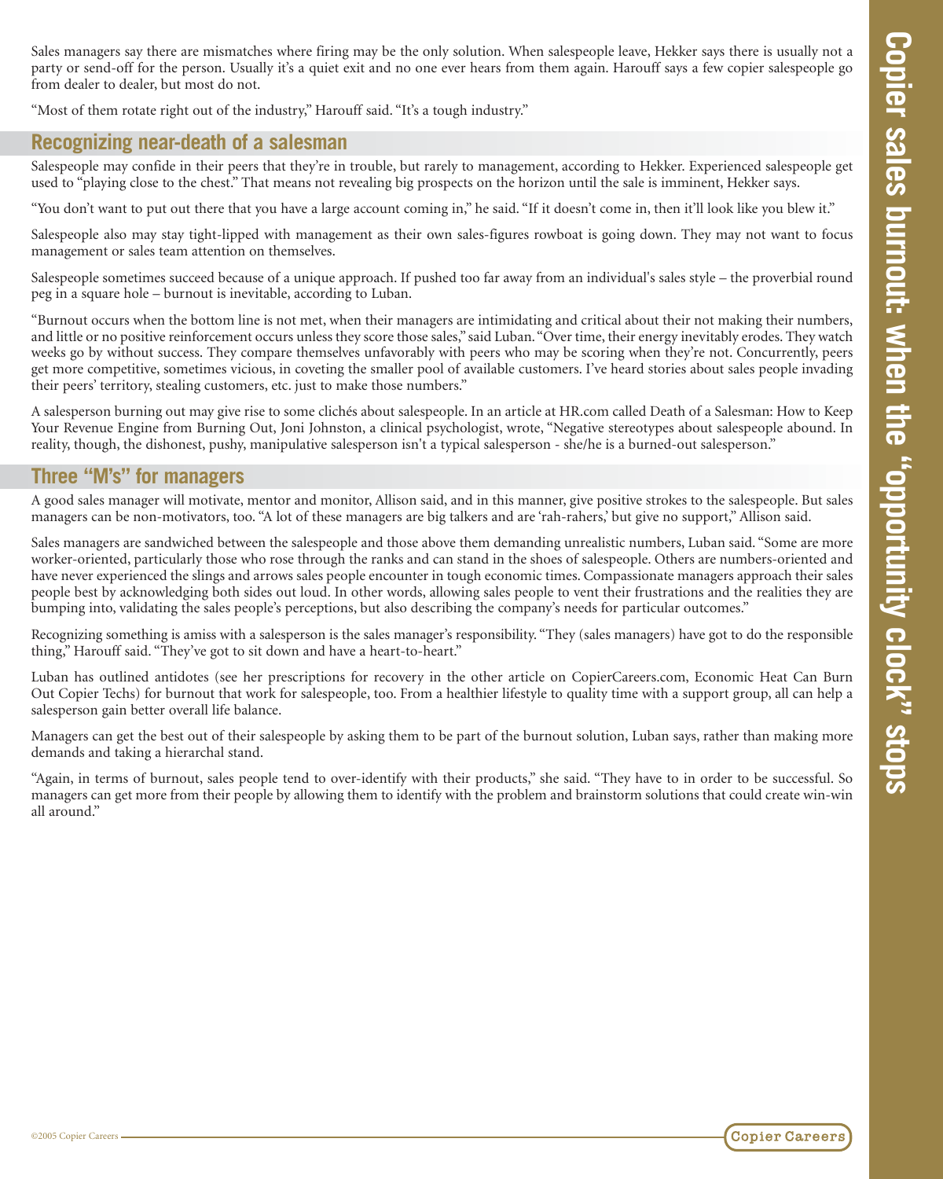Sales managers say there are mismatches where firing may be the only solution. When salespeople leave, Hekker says there is usually not a party or send-off for the person. Usually it's a quiet exit and no one ever hears from them again. Harouff says a few copier salespeople go from dealer to dealer, but most do not.

"Most of them rotate right out of the industry," Harouff said. "It's a tough industry."

## Recognizing near-death of a salesman

Salespeople may confide in their peers that they're in trouble, but rarely to management, according to Hekker. Experienced salespeople get used to "playing close to the chest." That means not revealing big prospects on the horizon until the sale is imminent, Hekker says.

"You don't want to put out there that you have a large account coming in," he said. "If it doesn't come in, then it'll look like you blew it."

Salespeople also may stay tight-lipped with management as their own sales-figures rowboat is going down. They may not want to focus management or sales team attention on themselves.

Salespeople sometimes succeed because of a unique approach. If pushed too far away from an individual's sales style – the proverbial round peg in a square hole – burnout is inevitable, according to Luban.

"Burnout occurs when the bottom line is not met, when their managers are intimidating and critical about their not making their numbers, and little or no positive reinforcement occurs unless they score those sales," said Luban. "Over time, their energy inevitably erodes. They watch weeks go by without success. They compare themselves unfavorably with peers who may be scoring when they're not. Concurrently, peers get more competitive, sometimes vicious, in coveting the smaller pool of available customers. I've heard stories about sales people invading their peers' territory, stealing customers, etc. just to make those numbers."

A salesperson burning out may give rise to some clichés about salespeople. In an article at HR.com called Death of a Salesman: How to Keep Your Revenue Engine from Burning Out, Joni Johnston, a clinical psychologist, wrote, "Negative stereotypes about salespeople abound. In reality, though, the dishonest, pushy, manipulative salesperson isn't a typical salesperson - she/he is a burned-out salesperson."

## Three "M's" for managers

A good sales manager will motivate, mentor and monitor, Allison said, and in this manner, give positive strokes to the salespeople. But sales managers can be non-motivators, too. "A lot of these managers are big talkers and are 'rah-rahers,' but give no support," Allison said.

Sales managers are sandwiched between the salespeople and those above them demanding unrealistic numbers, Luban said. "Some are more worker-oriented, particularly those who rose through the ranks and can stand in the shoes of salespeople. Others are numbers-oriented and have never experienced the slings and arrows sales people encounter in tough economic times. Compassionate managers approach their sales people best by acknowledging both sides out loud. In other words, allowing sales people to vent their frustrations and the realities they are bumping into, validating the sales people's perceptions, but also describing the company's needs for particular outcomes."

Recognizing something is amiss with a salesperson is the sales manager's responsibility. "They (sales managers) have got to do the responsible thing," Harouff said. "They've got to sit down and have a heart-to-heart."

Luban has outlined antidotes (see her prescriptions for recovery in the other article on CopierCareers.com, Economic Heat Can Burn Out Copier Techs) for burnout that work for salespeople, too. From a healthier lifestyle to quality time with a support group, all can help a salesperson gain better overall life balance.

Managers can get the best out of their salespeople by asking them to be part of the burnout solution, Luban says, rather than making more demands and taking a hierarchal stand.

"Again, in terms of burnout, sales people tend to over-identify with their products," she said. "They have to in order to be successful. So managers can get more from their people by allowing them to identify with the problem and brainstorm solutions that could create win-win all around."